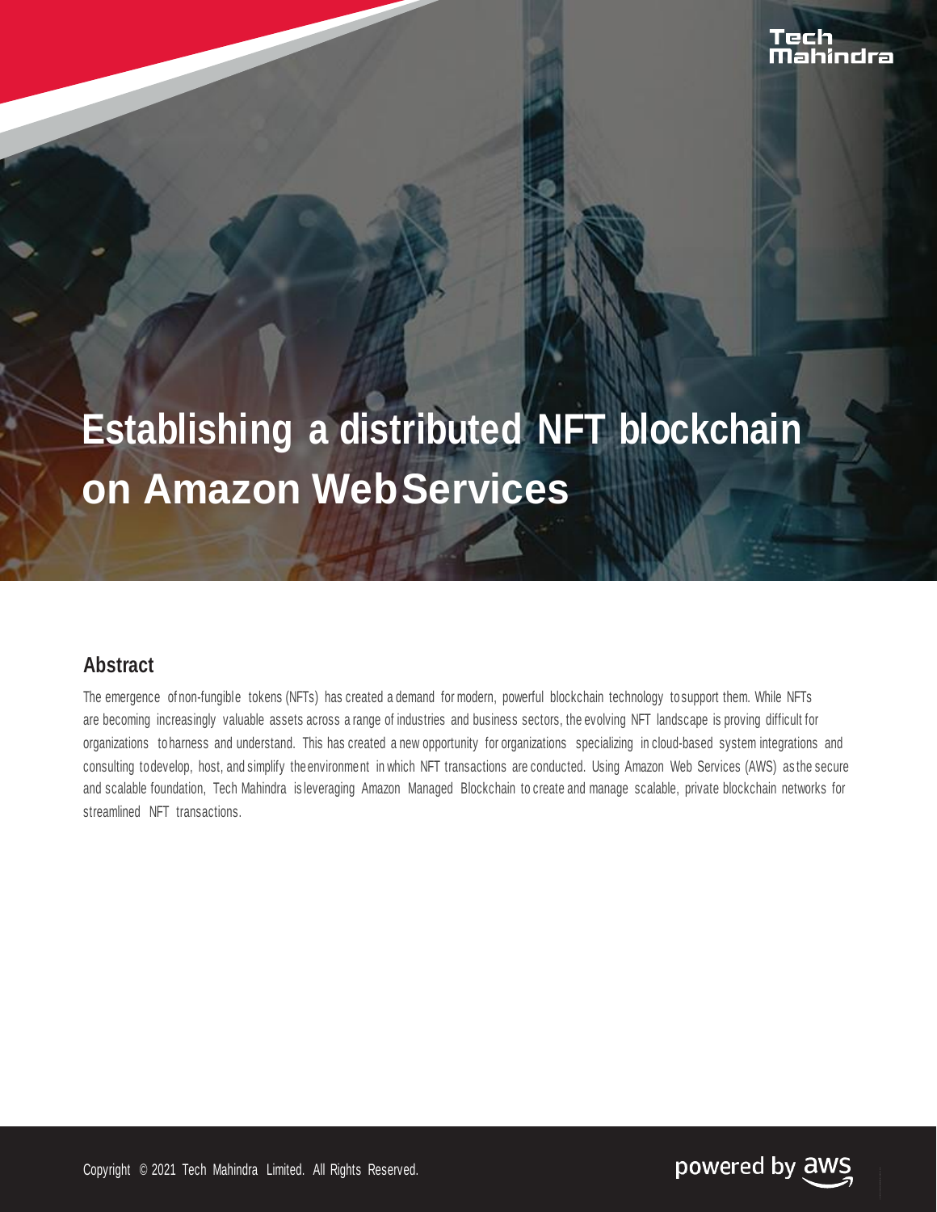# Establishing a distributed NFT blockchain on Amazon Web Services

## Abstract

The emergence of non-fungible tokens (NFTs) has created a demand for modern, powerful blockchain technology to support them. While NFTs are becoming increasingly valuable assets across a range of industries and business sectors, the evolving NFT landscape is proving difficult for organizations to harness and understand. This has created a new opportunity for organizations specializing in cloud-based system integrations and consulting to develop, host, and simplify the environment in which NFT transactions are conducted. Using Amazon Web Services (AWS) as the secure and scalable foundation, Tech Mahindra is leveraging Amazon Managed Blockchain to create and manage scalable, private blockchain networks for streamlined NFT transactions.

Copyright © 2021 Tech Mahindra Limited. All Rights Reserved.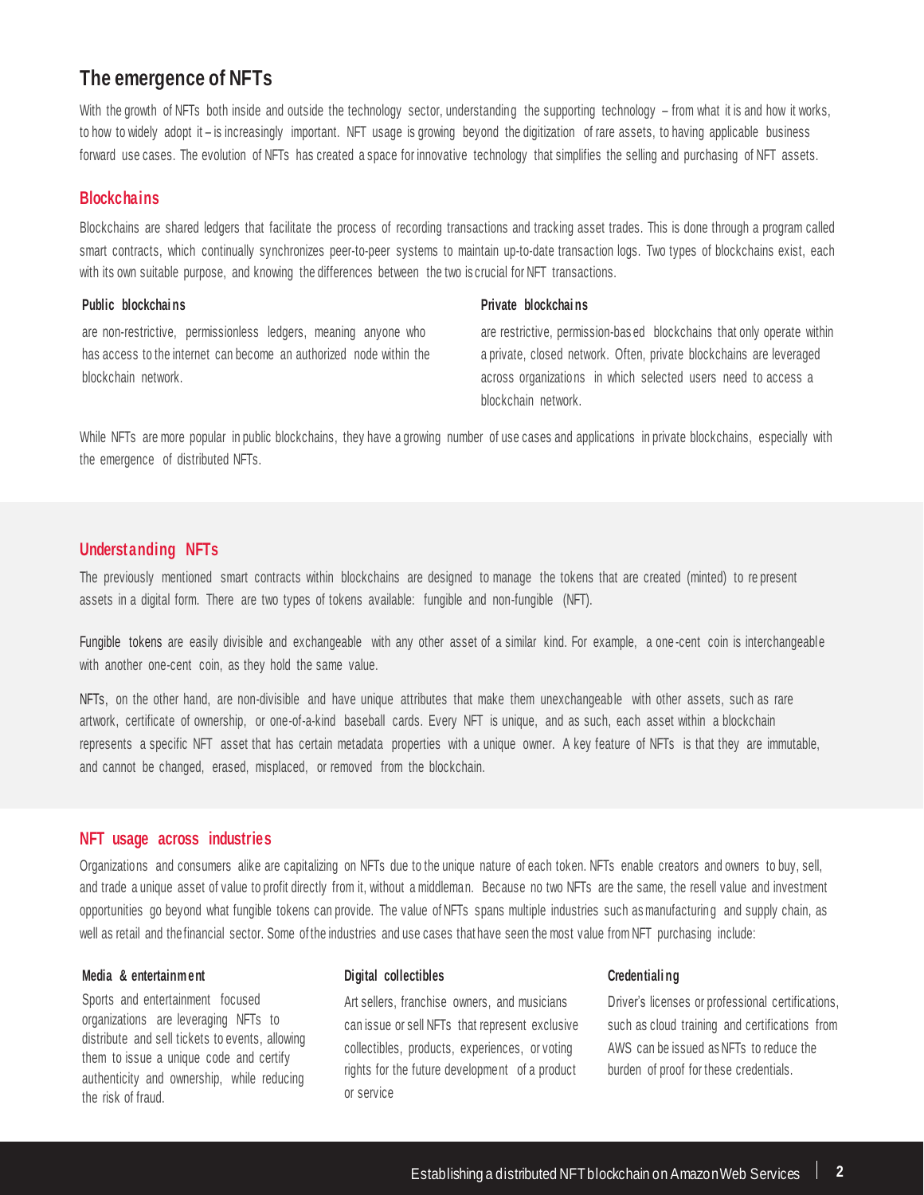## The emergence of NFTs

With the growth of NFTs both inside and outside the technology sector, understanding the supporting technology – from what it is and how it works, to how to widely adopt it – is increasingly important. NFT usage is growing beyond the digitization of rare assets, to having applicable business forward use cases. The evolution of NFTs has created a space for innovative technology that simplifies the selling and purchasing of NFT assets.

### Blockchains

Blockchains are shared ledgers that facilitate the process of recording transactions and tracking asset trades. This is done through a program called smart contracts, which continually synchronizes peer-to-peer systems to maintain up-to-date transaction logs. Two types of blockchains exist, each with its own suitable purpose, and knowing the differences between the two is crucial for NFT transactions.

**Public blockchains**

are non-restrictive, permissionless ledgers, meaning anyone who has access to the internet can become an authorized node within the blockchain network.

**Private blockchains**

are restrictive, permission-based blockchains that only operate within a private, closed network. Often, private blockchains are leveraged across organizations in which selected users need to access a blockchain network.

While NFTs are more popular in public blockchains, they have a growing number of use cases and applications in private blockchains, especially with the emergence of distributed NFTs.

### Understanding NFTs

The previously mentioned smart contracts within blockchains are designed to manage the tokens that are created (minted) to represent assets in a digital form. There are two types of tokens available: fungible and non-fungible (NFT).

Fungible tokens are easily divisible and exchangeable with any other asset of a similar kind. For example, a one-cent coin is interchangeable with another one-cent coin, as they hold the same value.

NFTs, on the other hand, are non-divisible and have unique attributes that make them unexchangeable with other assets, such as rare artwork, certificate of ownership, or one-of-a-kind baseball cards. Every NFT is unique, and as such, each asset within a blockchain represents a specific NFT asset that has certain metadata properties with a unique owner. A key feature of NFTs is that they are immutable, and cannot be changed, erased, misplaced, or removed from the blockchain.

### NFT usage across industries

Organizations and consumers alike are capitalizing on NFTs due to the unique nature of each token. NFTs enable creators and owners to buy, sell, and trade a unique asset of value to profit directly from it, without a middleman. Because no two NFTs are the same, the resell value and investment opportunities go beyond what fungible tokens can provide. The value of NFTs spans multiple industries such as manufacturing and supply chain, as well as retail and the financial sector. Some of the industries and use cases that have seen the most value from NFT purchasing include:

**Media & entertainment**

Sports and entertainment focused organizations are leveraging NFTs to distribute and sell tickets to events, allowing them to issue a unique code and certify authenticity and ownership, while reducing the risk of fraud.

**Digital collectibles**

Art sellers, franchise owners, and musicians can issue or sell NFTs that represent exclusive collectibles, products, experiences, or voting rights for the future development of a product or service

**Credentialing**

Driver's licenses or professional certifications, such as cloud training and certifications from AWS can be issued as NFTs to reduce the burden of proof for these credentials.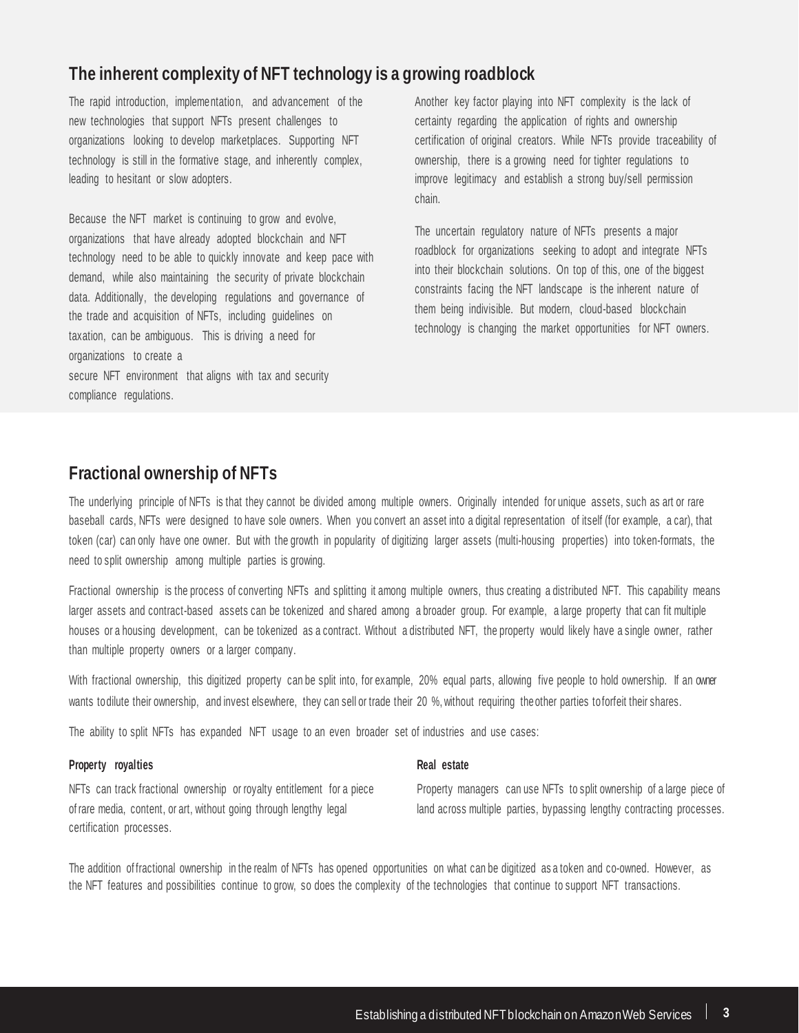## The inherent complexity of NFT technology is a growing roadblock

The rapid introduction, implementation, and advancement of the new technologies that support NFTs present challenges to organizations looking to develop marketplaces. Supporting NFT technology is still in the formative stage, and inherently complex, leading to hesitant or slow adopters.

Because the NFT market is continuing to grow and evolve, organizations that have already adopted blockchain and NFT technology need to be able to quickly innovate and keep pace with demand, while also maintaining the security of private blockchain data. Additionally, the developing regulations and governance of the trade and acquisition of NFTs, including guidelines on taxation, can be ambiguous. This is driving a need for organizations to create a secure NFT environment that aligns with tax and security compliance regulations.

Another key factor playing into NFT complexity is the lack of certainty regarding the application of rights and ownership certification of original creators. While NFTs provide traceability of ownership, there is a growing need for tighter regulations to improve legitimacy and establish a strong buy/sell permission chain.

The uncertain regulatory nature of NFTs presents a major roadblock for organizations seeking to adopt and integrate NFTs into their blockchain solutions. On top of this, one of the biggest constraints facing the NFT landscape is the inherent nature of them being indivisible. But modern, cloud-based blockchain technology is changing the market opportunities for NFT owners.

## Fractional ownership of NFTs

The underlying principle of NFTs is that they cannot be divided among multiple owners. Originally intended for unique assets, such as art or rare baseball cards, NFTs were designed to have sole owners. When you convert an asset into a digital representation of itself (for example, a car), that token (car) can only have one owner. But with the growth in popularity of digitizing larger assets (multi-housing properties) into token-formats, the need to split ownership among multiple parties is growing.

Fractional ownership is the process of converting NFTs and splitting it among multiple owners, thus creating a distributed NFT. This capability means larger assets and contract-based assets can be tokenized and shared among a broader group. For example, a large property that can fit multiple houses or a housing development, can be tokenized as a contract. Without a distributed NFT, the property would likely have a single owner, rather than multiple property owners or a larger company.

With fractional ownership, this digitized property can be split into, for example, 20% equal parts, allowing five people to hold ownership. If an owner wants to dilute their ownership, and invest elsewhere, they can sell or trade their 20 %, without requiring the other parties to forfeit their shares.

The ability to split NFTs has expanded NFT usage to an even broader set of industries and use cases:

**Property royalties**

NFTs can track fractional ownership or royalty entitlement for a piece of rare media, content, or art, without going through lengthy legal certification processes.

**Real estate**

Property managers can use NFTs to split ownership of a large piece of land across multiple parties, bypassing lengthy contracting processes.

The addition of fractional ownership in the realm of NFTs has opened opportunities on what can be digitized as a token and co-owned. However, as the NFT features and possibilities continue to grow, so does the complexity of the technologies that continue to support NFT transactions.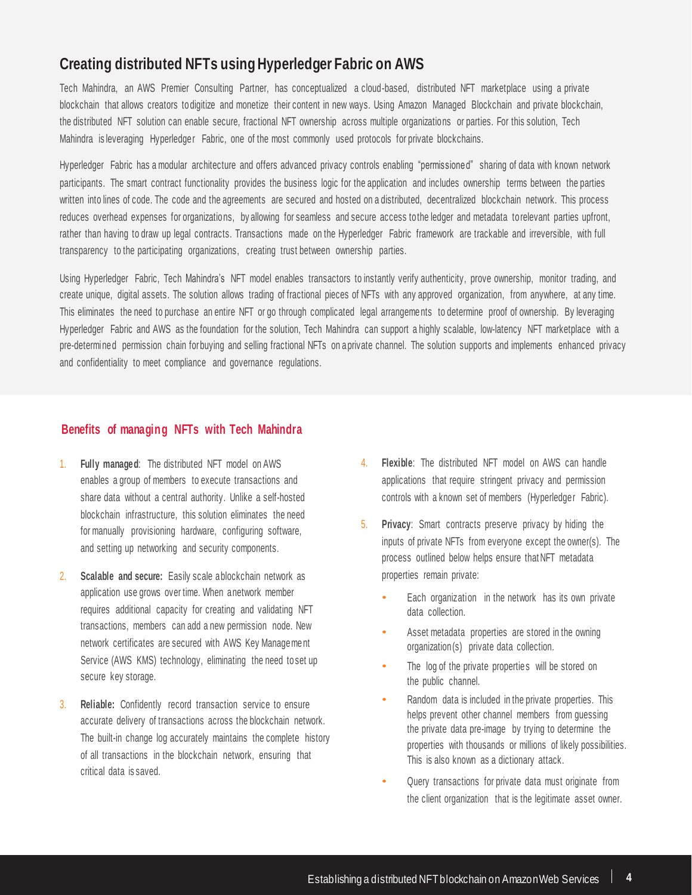## Creating distributed NFTs using Hyperledger Fabric on AWS

Tech Mahindra, an AWS Premier Consulting Partner, has conceptualized a cloud-based, distributed NFT marketplace using a private blockchain that allows creators to digitize and monetize their content in new ways. Using Amazon Managed Blockchain and private blockchain, the distributed NFT solution can enable secure, fractional NFT ownership across multiple organizations or parties. For this solution, Tech Mahindra is leveraging Hyperledger Fabric, one of the most commonly used protocols for private blockchains.

Hyperledger Fabric has a modular architecture and offers advanced privacy controls enabling "permissioned" sharing of data with known network participants. The smart contract functionality provides the business logic for the application and includes ownership terms between the parties written into lines of code. The code and the agreements are secured and hosted on a distributed, decentralized blockchain network. This process reduces overhead expenses for organizations, by allowing for seamless and secure access to the ledger and metadata to relevant parties upfront, rather than having to draw up legal contracts. Transactions made on the Hyperledger Fabric framework are trackable and irreversible, with full transparency to the participating organizations, creating trust between ownership parties.

Using Hyperledger Fabric, Tech Mahindra's NFT model enables transactors to instantly verify authenticity, prove ownership, monitor trading, and create unique, digital assets. The solution allows trading of fractional pieces of NFTs with any approved organization, from anywhere, at any time. This eliminates the need to purchase an entire NFT or go through complicated legal arrangements to determine proof of ownership. By leveraging Hyperledger Fabric and AWS as the foundation for the solution, Tech Mahindra can support a highly scalable, low-latency NFT marketplace with a pre-determined permission chain for buying and selling fractional NFTs on a private channel. The solution supports and implements enhanced privacy and confidentiality to meet compliance and governance regulations.

### Benefits of managing NFTs with Tech Mahindra

1. **Fully managed**: The distributed NFT model on AWS enables a group of members to execute transactions and share data without a central authority. Unlike a self-hosted blockchain infrastructure, this solution eliminates the need for manually provisioning hardware, configuring software, and setting up networking and security components.

2. **Scalable and secure:** Easily scale a blockchain network as application use grows over time. When a network member requires additional capacity for creating and validating NFT transactions, members can add a new permission node. New network certificates are secured with AWS Key Management Service (AWS KMS) technology, eliminating the need to set up secure key storage.

3. **Reliable:** Confidently record transaction service to ensure accurate delivery of transactions across the blockchain network. The built-in change log accurately maintains the complete history of all transactions in the blockchain network, ensuring that critical data is saved.

4. **Flexible**: The distributed NFT model on AWS can handle applications that require stringent privacy and permission controls with a known set of members (Hyperledger Fabric).

5. **Privacy**: Smart contracts preserve privacy by hiding the inputs of private NFTs from everyone except the owner(s). The process outlined below helps ensure that NFT metadata properties remain private:

   - Each organization in the network has its own private data collection.
   - Asset metadata properties are stored in the owning organization(s) private data collection.
   - The log of the private properties will be stored on the public channel.
   - Random data is included in the private properties. This helps prevent other channel members from guessing the private data pre-image by trying to determine the properties with thousands or millions of likely possibilities. This is also known as a dictionary attack.
   - Query transactions for private data must originate from the client organization that is the legitimate asset owner.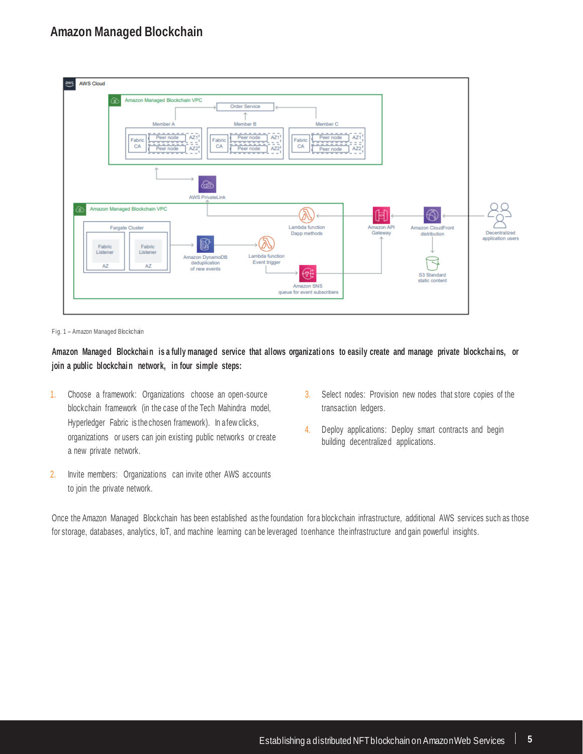## Amazon Managed Blockchain

Fig. 1 – Amazon Managed Blockchain

**Amazon Managed Blockchain is a fully managed service that allows organizations to easily create and manage private blockchains, or join a public blockchain network, in four simple steps:**

1. Choose a framework: Organizations choose an open-source blockchain framework (in the case of the Tech Mahindra model, Hyperledger Fabric is the chosen framework). In a few clicks, organizations or users can join existing public networks or create a new private network.
2. Invite members: Organizations can invite other AWS accounts to join the private network.
3. Select nodes: Provision new nodes that store copies of the transaction ledgers.
4. Deploy applications: Deploy smart contracts and begin building decentralized applications.

Once the Amazon Managed Blockchain has been established as the foundation for a blockchain infrastructure, additional AWS services such as those for storage, databases, analytics, IoT, and machine learning can be leveraged to enhance the infrastructure and gain powerful insights.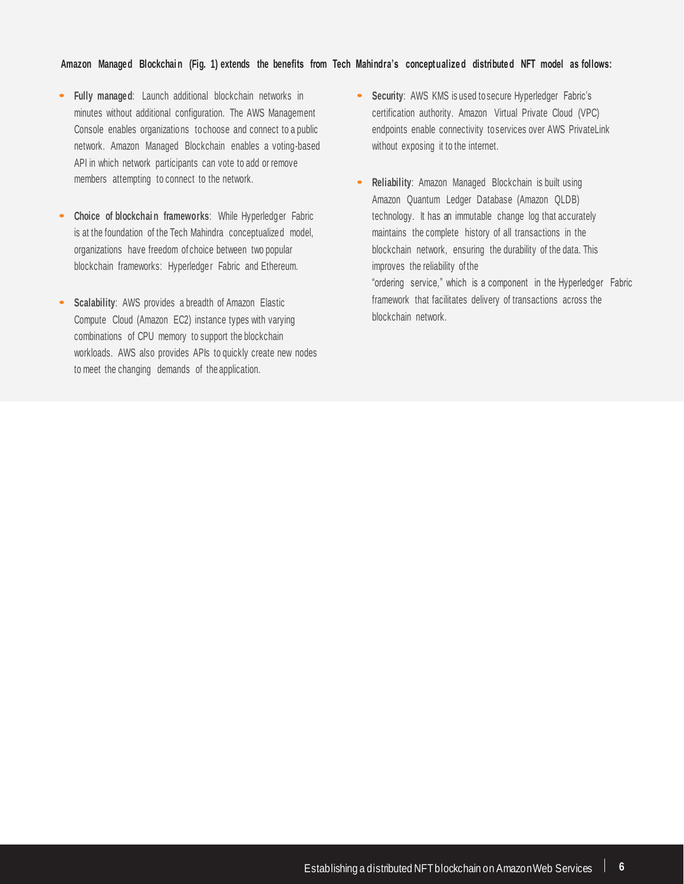**Amazon Managed Blockchain (Fig. 1) extends the benefits from Tech Mahindra's conceptualized distributed NFT model as follows:**

- **Fully managed**: Launch additional blockchain networks in minutes without additional configuration. The AWS Management Console enables organizations to choose and connect to a public network. Amazon Managed Blockchain enables a voting-based API in which network participants can vote to add or remove members attempting to connect to the network.
- **Choice of blockchain frameworks**: While Hyperledger Fabric is at the foundation of the Tech Mahindra conceptualized model, organizations have freedom of choice between two popular blockchain frameworks: Hyperledger Fabric and Ethereum.
- **Scalability**: AWS provides a breadth of Amazon Elastic Compute Cloud (Amazon EC2) instance types with varying combinations of CPU memory to support the blockchain workloads. AWS also provides APIs to quickly create new nodes to meet the changing demands of the application.
- **Security**: AWS KMS is used to secure Hyperledger Fabric's certification authority. Amazon Virtual Private Cloud (VPC) endpoints enable connectivity to services over AWS PrivateLink without exposing it to the internet.
- **Reliability**: Amazon Managed Blockchain is built using Amazon Quantum Ledger Database (Amazon QLDB) technology. It has an immutable change log that accurately maintains the complete history of all transactions in the blockchain network, ensuring the durability of the data. This improves the reliability of the "ordering service," which is a component in the Hyperledger Fabric framework that facilitates delivery of transactions across the blockchain network.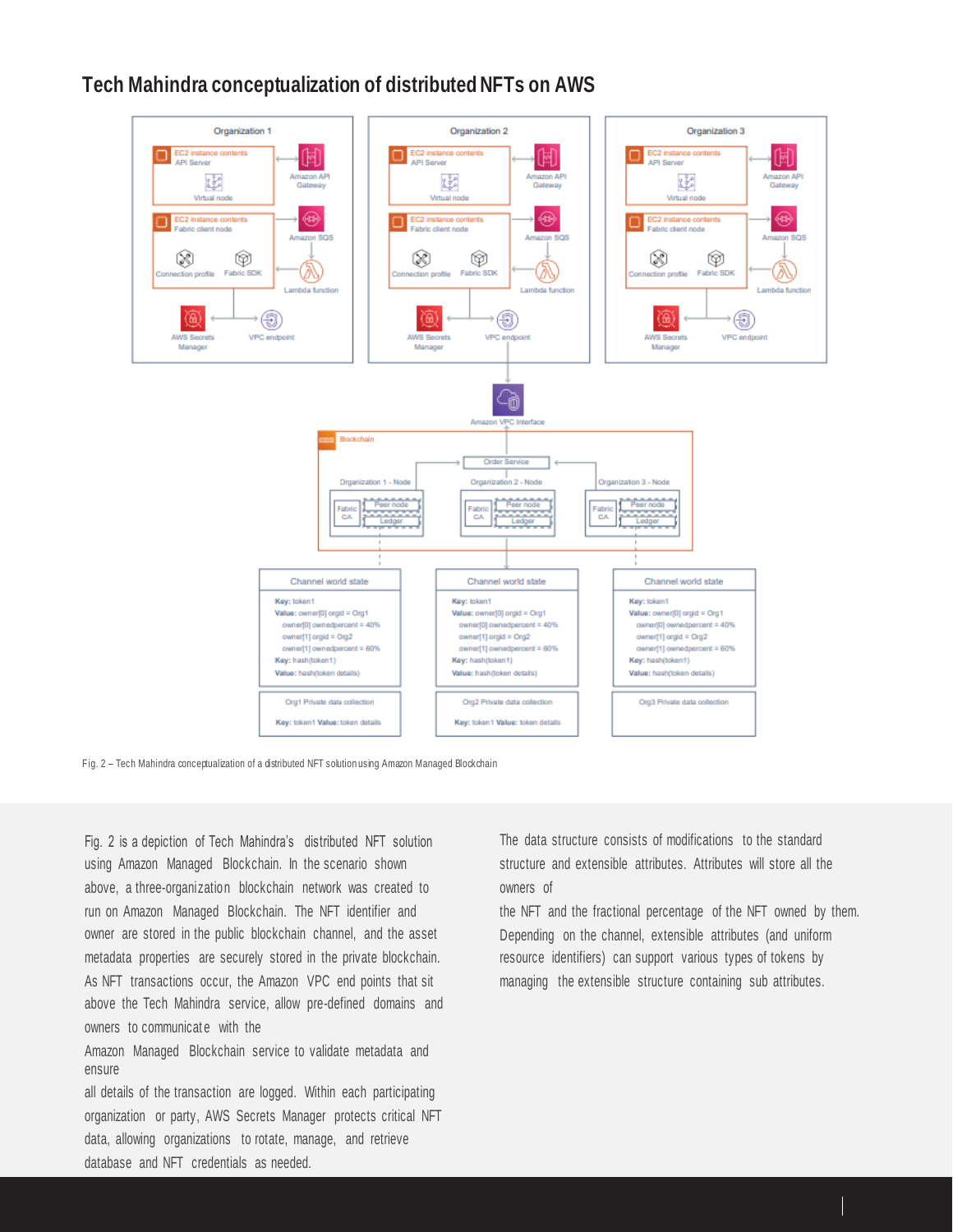## Tech Mahindra conceptualization of distributed NFTs on AWS

Fig. 2 – Tech Mahindra conceptualization of a distributed NFT solution using Amazon Managed Blockchain

Fig. 2 is a depiction of Tech Mahindra's distributed NFT solution using Amazon Managed Blockchain. In the scenario shown above, a three-organization blockchain network was created to run on Amazon Managed Blockchain. The NFT identifier and owner are stored in the public blockchain channel, and the asset metadata properties are securely stored in the private blockchain. As NFT transactions occur, the Amazon VPC end points that sit above the Tech Mahindra service, allow pre-defined domains and owners to communicate with the Amazon Managed Blockchain service to validate metadata and ensure all details of the transaction are logged. Within each participating organization or party, AWS Secrets Manager protects critical NFT data, allowing organizations to rotate, manage, and retrieve database and NFT credentials as needed.

The data structure consists of modifications to the standard structure and extensible attributes. Attributes will store all the owners of the NFT and the fractional percentage of the NFT owned by them. Depending on the channel, extensible attributes (and uniform resource identifiers) can support various types of tokens by managing the extensible structure containing sub attributes.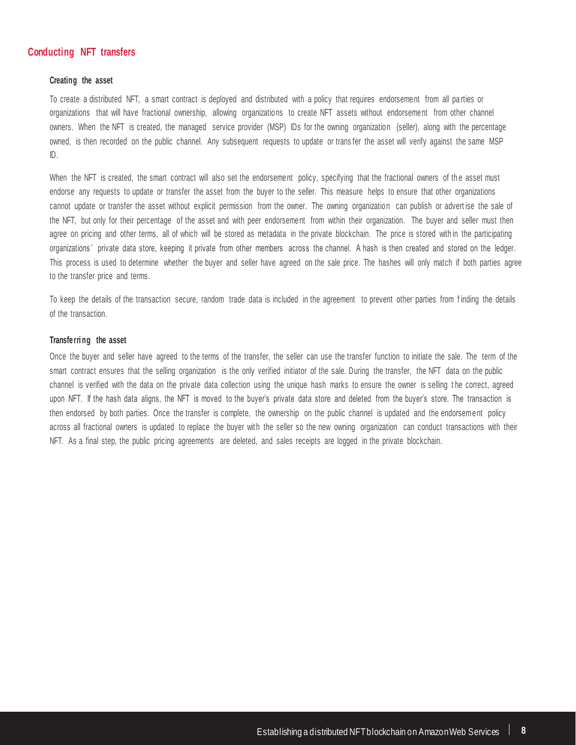## Conducting NFT transfers

### Creating the asset

To create a distributed NFT, a smart contract is deployed and distributed with a policy that requires endorsement from all parties or organizations that will have fractional ownership, allowing organizations to create NFT assets without endorsement from other channel owners. When the NFT is created, the managed service provider (MSP) IDs for the owning organization (seller), along with the percentage owned, is then recorded on the public channel. Any subsequent requests to update or transfer the asset will verify against the same MSP ID.

When the NFT is created, the smart contract will also set the endorsement policy, specifying that the fractional owners of the asset must endorse any requests to update or transfer the asset from the buyer to the seller. This measure helps to ensure that other organizations cannot update or transfer the asset without explicit permission from the owner. The owning organization can publish or advertise the sale of the NFT, but only for their percentage of the asset and with peer endorsement from within their organization. The buyer and seller must then agree on pricing and other terms, all of which will be stored as metadata in the private blockchain. The price is stored within the participating organizations' private data store, keeping it private from other members across the channel. A hash is then created and stored on the ledger. This process is used to determine whether the buyer and seller have agreed on the sale price. The hashes will only match if both parties agree to the transfer price and terms.

To keep the details of the transaction secure, random trade data is included in the agreement to prevent other parties from finding the details of the transaction.

### Transferring the asset

Once the buyer and seller have agreed to the terms of the transfer, the seller can use the transfer function to initiate the sale. The term of the smart contract ensures that the selling organization is the only verified initiator of the sale. During the transfer, the NFT data on the public channel is verified with the data on the private data collection using the unique hash marks to ensure the owner is selling the correct, agreed upon NFT. If the hash data aligns, the NFT is moved to the buyer's private data store and deleted from the buyer's store. The transaction is then endorsed by both parties. Once the transfer is complete, the ownership on the public channel is updated and the endorsement policy across all fractional owners is updated to replace the buyer with the seller so the new owning organization can conduct transactions with their NFT. As a final step, the public pricing agreements are deleted, and sales receipts are logged in the private blockchain.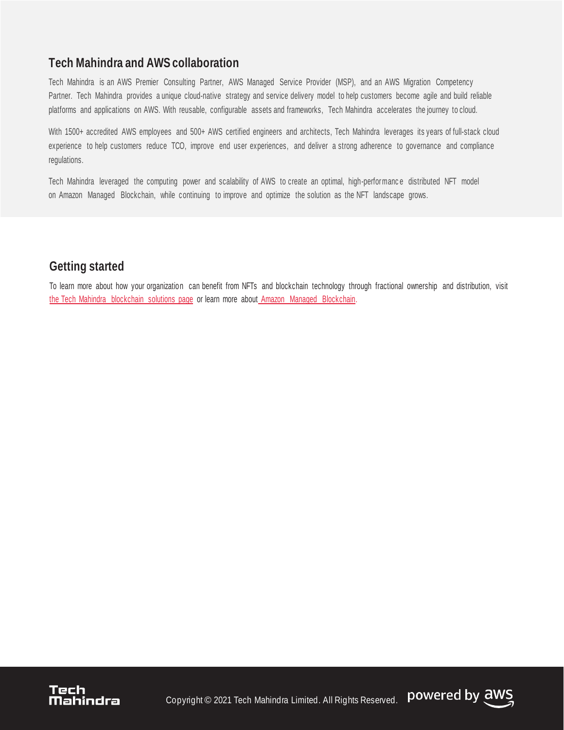## Tech Mahindra and AWS collaboration

Tech Mahindra is an AWS Premier Consulting Partner, AWS Managed Service Provider (MSP), and an AWS Migration Competency Partner. Tech Mahindra provides a unique cloud-native strategy and service delivery model to help customers become agile and build reliable platforms and applications on AWS. With reusable, configurable assets and frameworks, Tech Mahindra accelerates the journey to cloud.

With 1500+ accredited AWS employees and 500+ AWS certified engineers and architects, Tech Mahindra leverages its years of full-stack cloud experience to help customers reduce TCO, improve end user experiences, and deliver a strong adherence to governance and compliance regulations.

Tech Mahindra leveraged the computing power and scalability of AWS to create an optimal, high-performance distributed NFT model on Amazon Managed Blockchain, while continuing to improve and optimize the solution as the NFT landscape grows.

## Getting started

To learn more about how your organization can benefit from NFTs and blockchain technology through fractional ownership and distribution, visit [the Tech Mahindra blockchain solutions page] or learn more about [Amazon Managed Blockchain].

Copyright © 2021 Tech Mahindra Limited. All Rights Reserved.